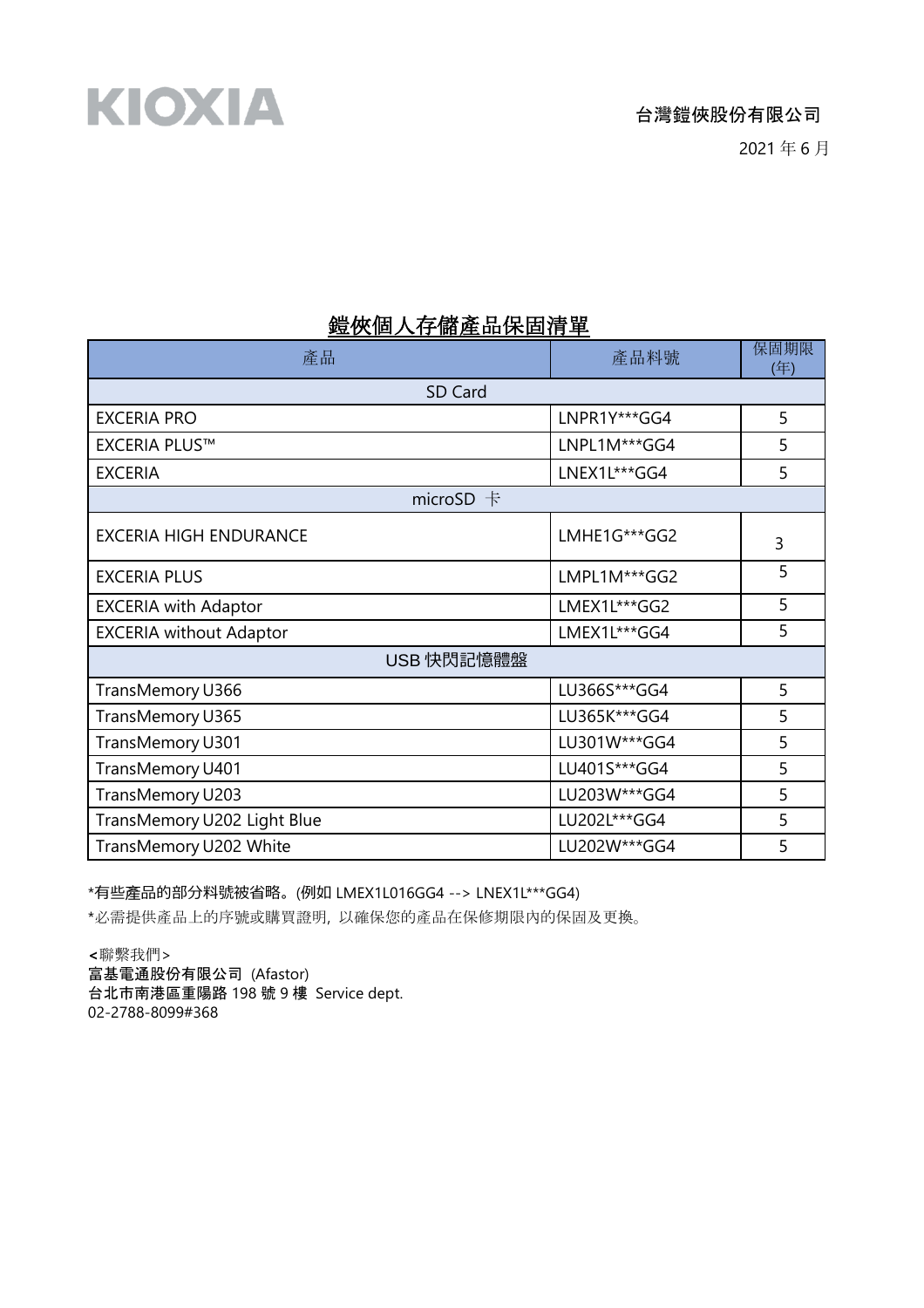KIOXIA

**台灣鎧俠股份有限公司**

2021 年 6 月

## 鎧俠個人存儲產品保固清單

| 產品 | 產品料號 | 保固期限 (年) |
|---|---|---|
| SD Card | | |
| EXCERIA PRO | LNPR1Y***GG4 | 5 |
| EXCERIA PLUS™ | LNPL1M***GG4 | 5 |
| EXCERIA | LNEX1L***GG4 | 5 |
| microSD 卡 | | |
| EXCERIA HIGH ENDURANCE | LMHE1G***GG2 | 3 |
| EXCERIA PLUS | LMPL1M***GG2 | 5 |
| EXCERIA with Adaptor | LMEX1L***GG2 | 5 |
| EXCERIA without Adaptor | LMEX1L***GG4 | 5 |
| USB 快閃記憶體盤 | | |
| TransMemory U366 | LU366S***GG4 | 5 |
| TransMemory U365 | LU365K***GG4 | 5 |
| TransMemory U301 | LU301W***GG4 | 5 |
| TransMemory U401 | LU401S***GG4 | 5 |
| TransMemory U203 | LU203W***GG4 | 5 |
| TransMemory U202 Light Blue | LU202L***GG4 | 5 |
| TransMemory U202 White | LU202W***GG4 | 5 |

*有些產品的部分料號被省略。(例如 LMEX1L016GG4 --> LNEX1L***GG4)

*必需提供產品上的序號或購買證明, 以確保您的產品在保修期限內的保固及更換。

<聯繫我們>
**富基電通股份有限公司** (Afastor)
**台北市南港區重陽路** 198 **號** 9 **樓** Service dept.
02-2788-8099#368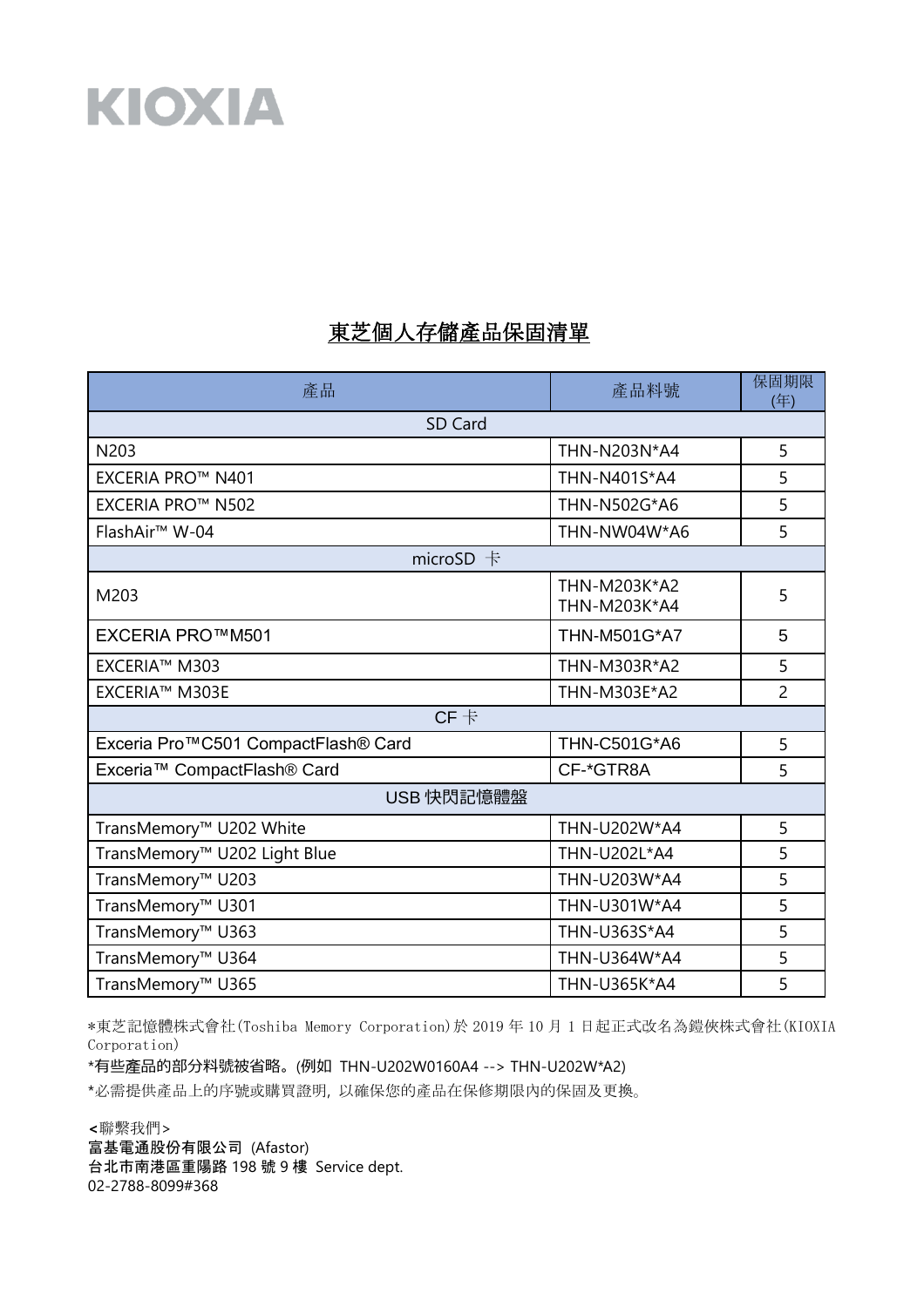KIOXIA

# 東芝個人存儲產品保固清單

| 產品 | 產品料號 | 保固期限(年) |
|---|---|---|
| SD Card | | |
| N203 | THN-N203N*A4 | 5 |
| EXCERIA PRO™ N401 | THN-N401S*A4 | 5 |
| EXCERIA PRO™ N502 | THN-N502G*A6 | 5 |
| FlashAir™ W-04 | THN-NW04W*A6 | 5 |
| microSD 卡 | | |
| M203 | THN-M203K*A2<br>THN-M203K*A4 | 5 |
| EXCERIA PRO™M501 | THN-M501G*A7 | 5 |
| EXCERIA™ M303 | THN-M303R*A2 | 5 |
| EXCERIA™ M303E | THN-M303E*A2 | 2 |
| CF 卡 | | |
| Exceria Pro™C501 CompactFlash® Card | THN-C501G*A6 | 5 |
| Exceria™ CompactFlash® Card | CF-*GTR8A | 5 |
| USB 快閃記憶體盤 | | |
| TransMemory™ U202 White | THN-U202W*A4 | 5 |
| TransMemory™ U202 Light Blue | THN-U202L*A4 | 5 |
| TransMemory™ U203 | THN-U203W*A4 | 5 |
| TransMemory™ U301 | THN-U301W*A4 | 5 |
| TransMemory™ U363 | THN-U363S*A4 | 5 |
| TransMemory™ U364 | THN-U364W*A4 | 5 |
| TransMemory™ U365 | THN-U365K*A4 | 5 |

*東芝記憶體株式會社(Toshiba Memory Corporation)於 2019 年 10 月 1 日起正式改名為鎧俠株式會社(KIOXIA Corporation)

*有些產品的部分料號被省略。(例如 THN-U202W0160A4 --> THN-U202W*A2)

*必需提供產品上的序號或購買證明，以確保您的產品在保修期限內的保固及更換。

<聯繫我們>

**富基電通股份有限公司** (Afastor)

**台北市南港區重陽路** 198 **號** 9 **樓** Service dept.

02-2788-8099#368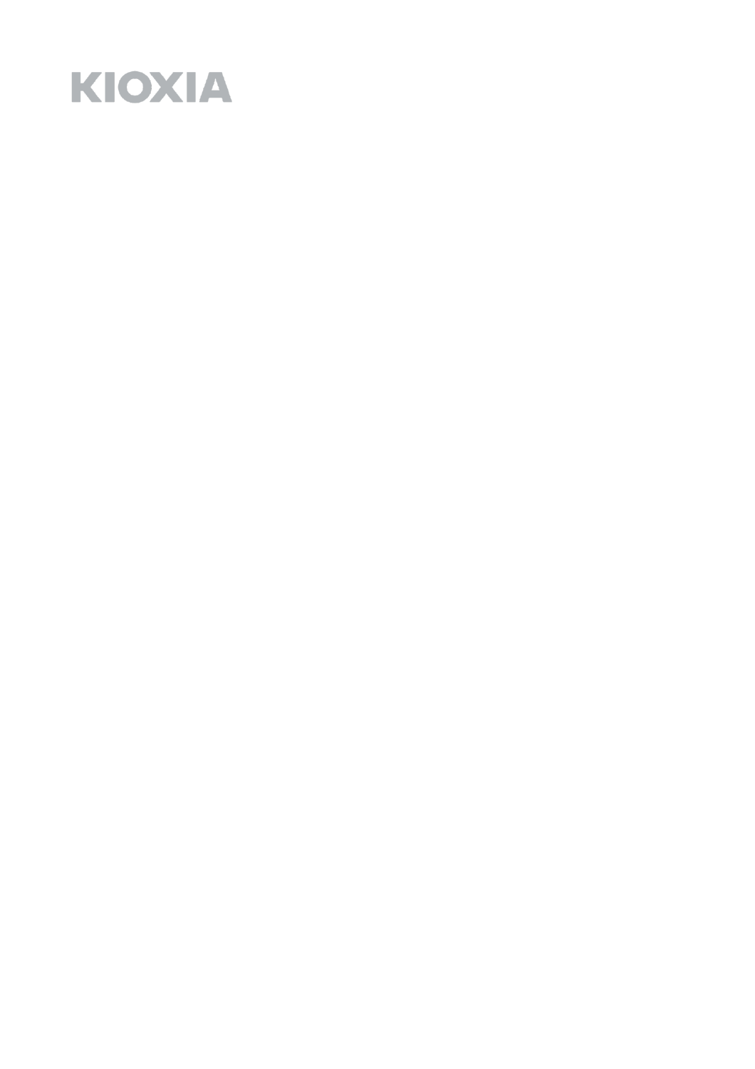KIOXIA